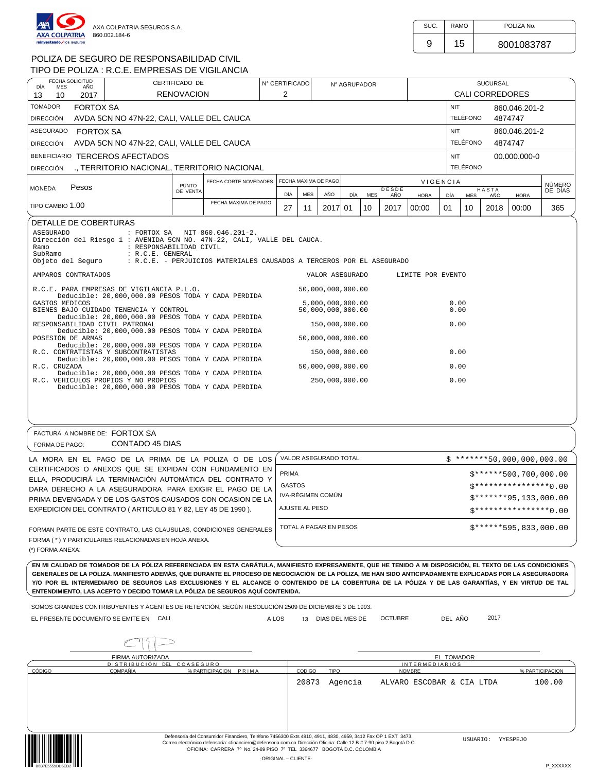AXA COLPATRIA SEGUROS S.A.
860.002.184-6

| SUC. | RAMO | POLIZA No. |
|---|---|---|
| 9 | 15 | 8001083787 |

# POLIZA DE SEGURO DE RESPONSABILIDAD CIVIL

## TIPO DE POLIZA : R.C.E. EMPRESAS DE VIGILANCIA

| FECHA SOLICITUD (DÍA / MES / AÑO) | CERTIFICADO DE | N° CERTIFICADO | N° AGRUPADOR | SUCURSAL |
|---|---|---|---|---|
| 13 / 10 / 2017 | RENOVACION | 2 | | CALI CORREDORES |

| | | | |
|---|---|---|---|
| TOMADOR | FORTOX SA | NIT | 860.046.201-2 |
| DIRECCIÓN | AVDA 5CN NO 47N-22, CALI, VALLE DEL CAUCA | TELÉFONO | 4874747 |
| ASEGURADO | FORTOX SA | NIT | 860.046.201-2 |
| DIRECCIÓN | AVDA 5CN NO 47N-22, CALI, VALLE DEL CAUCA | TELÉFONO | 4874747 |
| BENEFICIARIO | TERCEROS AFECTADOS | NIT | 00.000.000-0 |
| DIRECCIÓN | ., TERRITORIO NACIONAL, TERRITORIO NACIONAL | TELÉFONO | |

| MONEDA | PUNTO DE VENTA | FECHA CORTE NOVEDADES | FECHA MAXIMA DE PAGO (DÍA / MES / AÑO) | VIGENCIA DESDE (DÍA / MES / AÑO / HORA) | VIGENCIA HASTA (DÍA / MES / AÑO / HORA) | NÚMERO DE DÍAS |
|---|---|---|---|---|---|---|
| Pesos | | FECHA MAXIMA DE PAGO | 27 / 11 / 2017 | 01 / 10 / 2017 / 00:00 | 01 / 10 / 2018 / 00:00 | 365 |
| TIPO CAMBIO 1.00 | | | | | | |

## DETALLE DE COBERTURAS

```
ASEGURADO           : FORTOX SA   NIT 860.046.201-2.
Dirección del Riesgo 1 : AVENIDA 5CN NO. 47N-22, CALI, VALLE DEL CAUCA.
Ramo                : RESPONSABILIDAD CIVIL
SubRamo             : R.C.E. GENERAL
Objeto del Seguro   : R.C.E. - PERJUICIOS MATERIALES CAUSADOS A TERCEROS POR EL ASEGURADO
```

| AMPAROS CONTRATADOS | VALOR ASEGURADO | LIMITE POR EVENTO |
|---|---|---|
| R.C.E. PARA EMPRESAS DE VIGILANCIA P.L.O. <br> Deducible: 20,000,000.00 PESOS TODA Y CADA PERDIDA | 50,000,000,000.00 | |
| GASTOS MEDICOS | 5,000,000,000.00 | 0.00 |
| BIENES BAJO CUIDADO TENENCIA Y CONTROL <br> Deducible: 20,000,000.00 PESOS TODA Y CADA PERDIDA | 50,000,000,000.00 | 0.00 |
| RESPONSABILIDAD CIVIL PATRONAL <br> Deducible: 20,000,000.00 PESOS TODA Y CADA PERDIDA | 150,000,000.00 | 0.00 |
| POSESIÓN DE ARMAS <br> Deducible: 20,000,000.00 PESOS TODA Y CADA PERDIDA | 50,000,000,000.00 | |
| R.C. CONTRATISTAS Y SUBCONTRATISTAS <br> Deducible: 20,000,000.00 PESOS TODA Y CADA PERDIDA | 150,000,000.00 | 0.00 |
| R.C. CRUZADA <br> Deducible: 20,000,000.00 PESOS TODA Y CADA PERDIDA | 50,000,000,000.00 | 0.00 |
| R.C. VEHICULOS PROPIOS Y NO PROPIOS <br> Deducible: 20,000,000.00 PESOS TODA Y CADA PERDIDA | 250,000,000.00 | 0.00 |

FACTURA A NOMBRE DE: FORTOX SA
FORMA DE PAGO: CONTADO 45 DIAS

LA MORA EN EL PAGO DE LA PRIMA DE LA POLIZA O DE LOS CERTIFICADOS O ANEXOS QUE SE EXPIDAN CON FUNDAMENTO EN ELLA, PRODUCIRÁ LA TERMINACIÓN AUTOMÁTICA DEL CONTRATO Y DARA DERECHO A LA ASEGURADORA PARA EXIGIR EL PAGO DE LA PRIMA DEVENGADA Y DE LOS GASTOS CAUSADOS CON OCASION DE LA EXPEDICION DEL CONTRATO ( ARTICULO 81 Y 82, LEY 45 DE 1990 ).

| | |
|---|---|
| VALOR ASEGURADO TOTAL | $ *******50,000,000,000.00 |
| PRIMA | $******500,700,000.00 |
| GASTOS | $****************0.00 |
| IVA-RÉGIMEN COMÚN | $*******95,133,000.00 |
| AJUSTE AL PESO | $****************0.00 |
| TOTAL A PAGAR EN PESOS | $******595,833,000.00 |

FORMAN PARTE DE ESTE CONTRATO, LAS CLAUSULAS, CONDICIONES GENERALES FORMA ( * ) Y PARTICULARES RELACIONADAS EN HOJA ANEXA.
(*) FORMA ANEXA:

**EN MI CALIDAD DE TOMADOR DE LA PÓLIZA REFERENCIADA EN ESTA CARÁTULA, MANIFIESTO EXPRESAMENTE, QUE HE TENIDO A MI DISPOSICIÓN, EL TEXTO DE LAS CONDICIONES GENERALES DE LA PÓLIZA. MANIFIESTO ADEMÁS, QUE DURANTE EL PROCESO DE NEGOCIACIÓN DE LA PÓLIZA, ME HAN SIDO ANTICIPADAMENTE EXPLICADAS POR LA ASEGURADORA Y/O POR EL INTERMEDIARIO DE SEGUROS LAS EXCLUSIONES Y EL ALCANCE O CONTENIDO DE LA COBERTURA DE LA PÓLIZA Y DE LAS GARANTÍAS, Y EN VIRTUD DE TAL ENTENDIMIENTO, LAS ACEPTO Y DECIDO TOMAR LA PÓLIZA DE SEGUROS AQUÍ CONTENIDA.**

SOMOS GRANDES CONTRIBUYENTES Y AGENTES DE RETENCIÓN, SEGÚN RESOLUCIÓN 2509 DE DICIEMBRE 3 DE 1993.

EL PRESENTE DOCUMENTO SE EMITE EN CALI A LOS 13 DIAS DEL MES DE OCTUBRE DEL AÑO 2017

FIRMA AUTORIZADA — EL TOMADOR

| DISTRIBUCIÓN DEL COASEGURO | | | |
|---|---|---|---|
| CÓDIGO | COMPAÑÍA | % PARTICIPACION | PRIMA |
| | | | |

| INTERMEDIARIOS | | | |
|---|---|---|---|
| CODIGO | TIPO | NOMBRE | % PARTICIPACION |
| 20873 | Agencia | ALVARO ESCOBAR & CIA LTDA | 100.00 |

Defensoría del Consumidor Financiero, Teléfono 7456300 Exts 4910, 4911, 4830, 4959, 3412 Fax OP 1 EXT 3473, Correo electrónico defensoría: cfinanciero@defensoria.com.co Dirección Oficina: Calle 12 B # 7-90 piso 2 Bogotá D.C. OFICINA: CARRERA 7º No. 24-89 PISO 7º TEL 3364677 BOGOTÁ D.C. COLOMBIA

USUARIO: YYESPEJO

B6B7E5559DD6ED2

-ORIGINAL – CLIENTE-

P_XXXXXX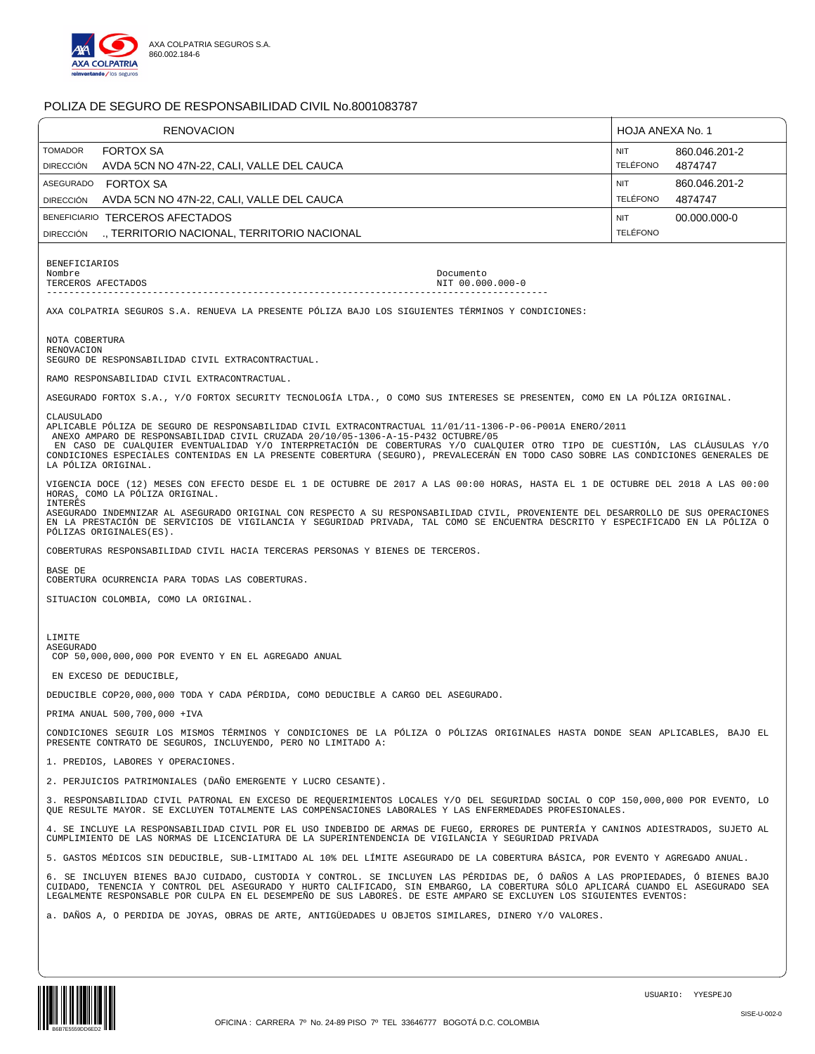AXA COLPATRIA SEGUROS S.A.
860.002.184-6

# POLIZA DE SEGURO DE RESPONSABILIDAD CIVIL No.8001083787

| RENOVACION | | HOJA ANEXA No. 1 | |
|---|---|---|---|
| TOMADOR | FORTOX SA | NIT | 860.046.201-2 |
| DIRECCIÓN | AVDA 5CN NO 47N-22, CALI, VALLE DEL CAUCA | TELÉFONO | 4874747 |
| ASEGURADO | FORTOX SA | NIT | 860.046.201-2 |
| DIRECCIÓN | AVDA 5CN NO 47N-22, CALI, VALLE DEL CAUCA | TELÉFONO | 4874747 |
| BENEFICIARIO | TERCEROS AFECTADOS | NIT | 00.000.000-0 |
| DIRECCIÓN | ., TERRITORIO NACIONAL, TERRITORIO NACIONAL | TELÉFONO | |

BENEFICIARIOS

| Nombre | Documento |
|---|---|
| TERCEROS AFECTADOS | NIT 00.000.000-0 |

AXA COLPATRIA SEGUROS S.A. RENUEVA LA PRESENTE PÓLIZA BAJO LOS SIGUIENTES TÉRMINOS Y CONDICIONES:

NOTA COBERTURA
RENOVACION
SEGURO DE RESPONSABILIDAD CIVIL EXTRACONTRACTUAL.

RAMO RESPONSABILIDAD CIVIL EXTRACONTRACTUAL.

ASEGURADO FORTOX S.A., Y/O FORTOX SECURITY TECNOLOGÍA LTDA., O COMO SUS INTERESES SE PRESENTEN, COMO EN LA PÓLIZA ORIGINAL.

CLAUSULADO
APLICABLE PÓLIZA DE SEGURO DE RESPONSABILIDAD CIVIL EXTRACONTRACTUAL 11/01/11-1306-P-06-P001A ENERO/2011
ANEXO AMPARO DE RESPONSABILIDAD CIVIL CRUZADA 20/10/05-1306-A-15-P432 OCTUBRE/05
EN CASO DE CUALQUIER EVENTUALIDAD Y/O INTERPRETACIÓN DE COBERTURAS Y/O CUALQUIER OTRO TIPO DE CUESTIÓN, LAS CLÁUSULAS Y/O CONDICIONES ESPECIALES CONTENIDAS EN LA PRESENTE COBERTURA (SEGURO), PREVALECERÁN EN TODO CASO SOBRE LAS CONDICIONES GENERALES DE LA PÓLIZA ORIGINAL.

VIGENCIA DOCE (12) MESES CON EFECTO DESDE EL 1 DE OCTUBRE DE 2017 A LAS 00:00 HORAS, HASTA EL 1 DE OCTUBRE DEL 2018 A LAS 00:00 HORAS, COMO LA PÓLIZA ORIGINAL.
INTERÉS
ASEGURADO INDEMNIZAR AL ASEGURADO ORIGINAL CON RESPECTO A SU RESPONSABILIDAD CIVIL, PROVENIENTE DEL DESARROLLO DE SUS OPERACIONES EN LA PRESTACIÓN DE SERVICIOS DE VIGILANCIA Y SEGURIDAD PRIVADA, TAL COMO SE ENCUENTRA DESCRITO Y ESPECIFICADO EN LA PÓLIZA O PÓLIZAS ORIGINALES(ES).

COBERTURAS RESPONSABILIDAD CIVIL HACIA TERCERAS PERSONAS Y BIENES DE TERCEROS.

BASE DE
COBERTURA OCURRENCIA PARA TODAS LAS COBERTURAS.

SITUACION COLOMBIA, COMO LA ORIGINAL.

LIMITE
ASEGURADO
COP 50,000,000,000 POR EVENTO Y EN EL AGREGADO ANUAL

EN EXCESO DE DEDUCIBLE,

DEDUCIBLE COP20,000,000 TODA Y CADA PÉRDIDA, COMO DEDUCIBLE A CARGO DEL ASEGURADO.

PRIMA ANUAL 500,700,000 +IVA

CONDICIONES SEGUIR LOS MISMOS TÉRMINOS Y CONDICIONES DE LA PÓLIZA O PÓLIZAS ORIGINALES HASTA DONDE SEAN APLICABLES, BAJO EL PRESENTE CONTRATO DE SEGUROS, INCLUYENDO, PERO NO LIMITADO A:

1. PREDIOS, LABORES Y OPERACIONES.

2. PERJUICIOS PATRIMONIALES (DAÑO EMERGENTE Y LUCRO CESANTE).

3. RESPONSABILIDAD CIVIL PATRONAL EN EXCESO DE REQUERIMIENTOS LOCALES Y/O DEL SEGURIDAD SOCIAL O COP 150,000,000 POR EVENTO, LO QUE RESULTE MAYOR. SE EXCLUYEN TOTALMENTE LAS COMPENSACIONES LABORALES Y LAS ENFERMEDADES PROFESIONALES.

4. SE INCLUYE LA RESPONSABILIDAD CIVIL POR EL USO INDEBIDO DE ARMAS DE FUEGO, ERRORES DE PUNTERÍA Y CANINOS ADIESTRADOS, SUJETO AL CUMPLIMIENTO DE LAS NORMAS DE LICENCIATURA DE LA SUPERINTENDENCIA DE VIGILANCIA Y SEGURIDAD PRIVADA

5. GASTOS MÉDICOS SIN DEDUCIBLE, SUB-LIMITADO AL 10% DEL LÍMITE ASEGURADO DE LA COBERTURA BÁSICA, POR EVENTO Y AGREGADO ANUAL.

6. SE INCLUYEN BIENES BAJO CUIDADO, CUSTODIA Y CONTROL. SE INCLUYEN LAS PÉRDIDAS DE, Ó DAÑOS A LAS PROPIEDADES, Ó BIENES BAJO CUIDADO, TENENCIA Y CONTROL DEL ASEGURADO Y HURTO CALIFICADO, SIN EMBARGO, LA COBERTURA SÓLO APLICARÁ CUANDO EL ASEGURADO SEA LEGALMENTE RESPONSABLE POR CULPA EN EL DESEMPEÑO DE SUS LABORES. DE ESTE AMPARO SE EXCLUYEN LOS SIGUIENTES EVENTOS:

a. DAÑOS A, O PERDIDA DE JOYAS, OBRAS DE ARTE, ANTIGÜEDADES U OBJETOS SIMILARES, DINERO Y/O VALORES.

USUARIO: YYESPEJO

OFICINA : CARRERA 7º No. 24-89 PISO 7º TEL 33646777 BOGOTÁ D.C. COLOMBIA

SISE-U-002-0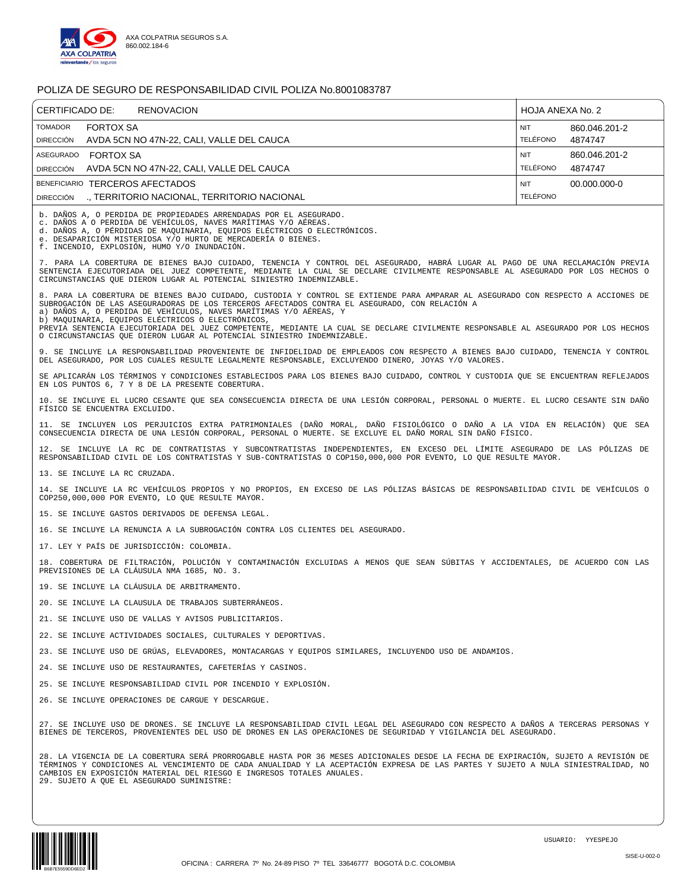AXA COLPATRIA SEGUROS S.A.
860.002.184-6

# POLIZA DE SEGURO DE RESPONSABILIDAD CIVIL POLIZA No.8001083787

| CERTIFICADO DE: RENOVACION | HOJA ANEXA No. 2 |
|---|---|
| TOMADOR FORTOX SA | NIT 860.046.201-2 |
| DIRECCIÓN AVDA 5CN NO 47N-22, CALI, VALLE DEL CAUCA | TELÉFONO 4874747 |
| ASEGURADO FORTOX SA | NIT 860.046.201-2 |
| DIRECCIÓN AVDA 5CN NO 47N-22, CALI, VALLE DEL CAUCA | TELÉFONO 4874747 |
| BENEFICIARIO TERCEROS AFECTADOS | NIT 00.000.000-0 |
| DIRECCIÓN ., TERRITORIO NACIONAL, TERRITORIO NACIONAL | TELÉFONO |

b. DAÑOS A, O PERDIDA DE PROPIEDADES ARRENDADAS POR EL ASEGURADO.
c. DAÑOS A O PERDIDA DE VEHÍCULOS, NAVES MARÍTIMAS Y/O AÉREAS.
d. DAÑOS A, O PÉRDIDAS DE MAQUINARIA, EQUIPOS ELÉCTRICOS O ELECTRÓNICOS.
e. DESAPARICIÓN MISTERIOSA Y/O HURTO DE MERCADERÍA O BIENES.
f. INCENDIO, EXPLOSIÓN, HUMO Y/O INUNDACIÓN.

7. PARA LA COBERTURA DE BIENES BAJO CUIDADO, TENENCIA Y CONTROL DEL ASEGURADO, HABRÁ LUGAR AL PAGO DE UNA RECLAMACIÓN PREVIA SENTENCIA EJECUTORIADA DEL JUEZ COMPETENTE, MEDIANTE LA CUAL SE DECLARE CIVILMENTE RESPONSABLE AL ASEGURADO POR LOS HECHOS O CIRCUNSTANCIAS QUE DIERON LUGAR AL POTENCIAL SINIESTRO INDEMNIZABLE.

8. PARA LA COBERTURA DE BIENES BAJO CUIDADO, CUSTODIA Y CONTROL SE EXTIENDE PARA AMPARAR AL ASEGURADO CON RESPECTO A ACCIONES DE SUBROGACIÓN DE LAS ASEGURADORAS DE LOS TERCEROS AFECTADOS CONTRA EL ASEGURADO, CON RELACIÓN A
a) DAÑOS A, O PERDIDA DE VEHÍCULOS, NAVES MARÍTIMAS Y/O AÉREAS, Y
b) MAQUINARIA, EQUIPOS ELÉCTRICOS O ELECTRÓNICOS,
PREVIA SENTENCIA EJECUTORIADA DEL JUEZ COMPETENTE, MEDIANTE LA CUAL SE DECLARE CIVILMENTE RESPONSABLE AL ASEGURADO POR LOS HECHOS O CIRCUNSTANCIAS QUE DIERON LUGAR AL POTENCIAL SINIESTRO INDEMNIZABLE.

9. SE INCLUYE LA RESPONSABILIDAD PROVENIENTE DE INFIDELIDAD DE EMPLEADOS CON RESPECTO A BIENES BAJO CUIDADO, TENENCIA Y CONTROL DEL ASEGURADO, POR LOS CUALES RESULTE LEGALMENTE RESPONSABLE, EXCLUYENDO DINERO, JOYAS Y/O VALORES.

SE APLICARÁN LOS TÉRMINOS Y CONDICIONES ESTABLECIDOS PARA LOS BIENES BAJO CUIDADO, CONTROL Y CUSTODIA QUE SE ENCUENTRAN REFLEJADOS EN LOS PUNTOS 6, 7 Y 8 DE LA PRESENTE COBERTURA.

10. SE INCLUYE EL LUCRO CESANTE QUE SEA CONSECUENCIA DIRECTA DE UNA LESIÓN CORPORAL, PERSONAL O MUERTE. EL LUCRO CESANTE SIN DAÑO FÍSICO SE ENCUENTRA EXCLUIDO.

11. SE INCLUYEN LOS PERJUICIOS EXTRA PATRIMONIALES (DAÑO MORAL, DAÑO FISIOLÓGICO O DAÑO A LA VIDA EN RELACIÓN) QUE SEA CONSECUENCIA DIRECTA DE UNA LESIÓN CORPORAL, PERSONAL O MUERTE. SE EXCLUYE EL DAÑO MORAL SIN DAÑO FÍSICO.

12. SE INCLUYE LA RC DE CONTRATISTAS Y SUBCONTRATISTAS INDEPENDIENTES, EN EXCESO DEL LÍMITE ASEGURADO DE LAS PÓLIZAS DE RESPONSABILIDAD CIVIL DE LOS CONTRATISTAS Y SUB-CONTRATISTAS O COP150,000,000 POR EVENTO, LO QUE RESULTE MAYOR.

13. SE INCLUYE LA RC CRUZADA.

14. SE INCLUYE LA RC VEHÍCULOS PROPIOS Y NO PROPIOS, EN EXCESO DE LAS PÓLIZAS BÁSICAS DE RESPONSABILIDAD CIVIL DE VEHÍCULOS O COP250,000,000 POR EVENTO, LO QUE RESULTE MAYOR.

15. SE INCLUYE GASTOS DERIVADOS DE DEFENSA LEGAL.

16. SE INCLUYE LA RENUNCIA A LA SUBROGACIÓN CONTRA LOS CLIENTES DEL ASEGURADO.

17. LEY Y PAÍS DE JURISDICCIÓN: COLOMBIA.

18. COBERTURA DE FILTRACIÓN, POLUCIÓN Y CONTAMINACIÓN EXCLUIDAS A MENOS QUE SEAN SÚBITAS Y ACCIDENTALES, DE ACUERDO CON LAS PREVISIONES DE LA CLÁUSULA NMA 1685, NO. 3.

19. SE INCLUYE LA CLÁUSULA DE ARBITRAMENTO.

20. SE INCLUYE LA CLAUSULA DE TRABAJOS SUBTERRÁNEOS.

21. SE INCLUYE USO DE VALLAS Y AVISOS PUBLICITARIOS.

22. SE INCLUYE ACTIVIDADES SOCIALES, CULTURALES Y DEPORTIVAS.

23. SE INCLUYE USO DE GRÚAS, ELEVADORES, MONTACARGAS Y EQUIPOS SIMILARES, INCLUYENDO USO DE ANDAMIOS.

24. SE INCLUYE USO DE RESTAURANTES, CAFETERÍAS Y CASINOS.

25. SE INCLUYE RESPONSABILIDAD CIVIL POR INCENDIO Y EXPLOSIÓN.

26. SE INCLUYE OPERACIONES DE CARGUE Y DESCARGUE.

27. SE INCLUYE USO DE DRONES. SE INCLUYE LA RESPONSABILIDAD CIVIL LEGAL DEL ASEGURADO CON RESPECTO A DAÑOS A TERCERAS PERSONAS Y BIENES DE TERCEROS, PROVENIENTES DEL USO DE DRONES EN LAS OPERACIONES DE SEGURIDAD Y VIGILANCIA DEL ASEGURADO.

28. LA VIGENCIA DE LA COBERTURA SERÁ PRORROGABLE HASTA POR 36 MESES ADICIONALES DESDE LA FECHA DE EXPIRACIÓN, SUJETO A REVISIÓN DE TÉRMINOS Y CONDICIONES AL VENCIMIENTO DE CADA ANUALIDAD Y LA ACEPTACIÓN EXPRESA DE LAS PARTES Y SUJETO A NULA SINIESTRALIDAD, NO CAMBIOS EN EXPOSICIÓN MATERIAL DEL RIESGO E INGRESOS TOTALES ANUALES.
29. SUJETO A QUE EL ASEGURADO SUMINISTRE:

USUARIO: YYESPEJO

OFICINA : CARRERA 7º No. 24-89 PISO 7º TEL 33646777 BOGOTÁ D.C. COLOMBIA

SISE-U-002-0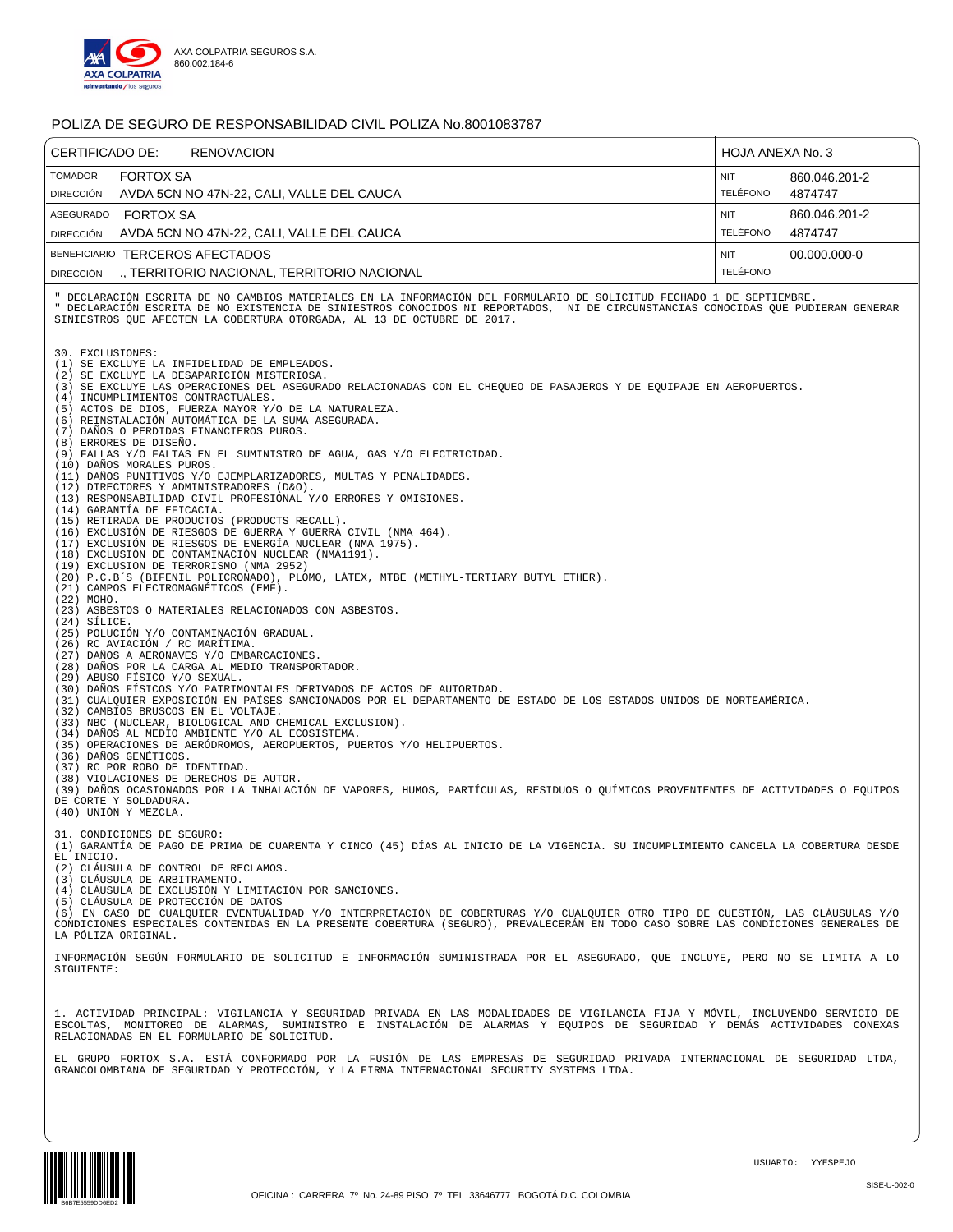AXA COLPATRIA SEGUROS S.A.
860.002.184-6

# POLIZA DE SEGURO DE RESPONSABILIDAD CIVIL POLIZA No.8001083787

| CERTIFICADO DE: RENOVACION | HOJA ANEXA No. 3 |
|---|---|
| TOMADOR FORTOX SA | NIT 860.046.201-2 |
| DIRECCIÓN AVDA 5CN NO 47N-22, CALI, VALLE DEL CAUCA | TELÉFONO 4874747 |
| ASEGURADO FORTOX SA | NIT 860.046.201-2 |
| DIRECCIÓN AVDA 5CN NO 47N-22, CALI, VALLE DEL CAUCA | TELÉFONO 4874747 |
| BENEFICIARIO TERCEROS AFECTADOS | NIT 00.000.000-0 |
| DIRECCIÓN ., TERRITORIO NACIONAL, TERRITORIO NACIONAL | TELÉFONO |

" DECLARACIÓN ESCRITA DE NO CAMBIOS MATERIALES EN LA INFORMACIÓN DEL FORMULARIO DE SOLICITUD FECHADO 1 DE SEPTIEMBRE.
" DECLARACIÓN ESCRITA DE NO EXISTENCIA DE SINIESTROS CONOCIDOS NI REPORTADOS, NI DE CIRCUNSTANCIAS CONOCIDAS QUE PUDIERAN GENERAR SINIESTROS QUE AFECTEN LA COBERTURA OTORGADA, AL 13 DE OCTUBRE DE 2017.

30. EXCLUSIONES:
(1) SE EXCLUYE LA INFIDELIDAD DE EMPLEADOS.
(2) SE EXCLUYE LA DESAPARICIÓN MISTERIOSA.
(3) SE EXCLUYE LAS OPERACIONES DEL ASEGURADO RELACIONADAS CON EL CHEQUEO DE PASAJEROS Y DE EQUIPAJE EN AEROPUERTOS.
(4) INCUMPLIMIENTOS CONTRACTUALES.
(5) ACTOS DE DIOS, FUERZA MAYOR Y/O DE LA NATURALEZA.
(6) REINSTALACIÓN AUTOMÁTICA DE LA SUMA ASEGURADA.
(7) DAÑOS O PERDIDAS FINANCIEROS PUROS.
(8) ERRORES DE DISEÑO.
(9) FALLAS Y/O FALTAS EN EL SUMINISTRO DE AGUA, GAS Y/O ELECTRICIDAD.
(10) DAÑOS MORALES PUROS.
(11) DAÑOS PUNITIVOS Y/O EJEMPLARIZADORES, MULTAS Y PENALIDADES.
(12) DIRECTORES Y ADMINISTRADORES (D&O).
(13) RESPONSABILIDAD CIVIL PROFESIONAL Y/O ERRORES Y OMISIONES.
(14) GARANTÍA DE EFICACIA.
(15) RETIRADA DE PRODUCTOS (PRODUCTS RECALL).
(16) EXCLUSIÓN DE RIESGOS DE GUERRA Y GUERRA CIVIL (NMA 464).
(17) EXCLUSIÓN DE RIESGOS DE ENERGÍA NUCLEAR (NMA 1975).
(18) EXCLUSIÓN DE CONTAMINACIÓN NUCLEAR (NMA1191).
(19) EXCLUSION DE TERRORISMO (NMA 2952)
(20) P.C.B´S (BIFENIL POLICRONADO), PLOMO, LÁTEX, MTBE (METHYL-TERTIARY BUTYL ETHER).
(21) CAMPOS ELECTROMAGNÉTICOS (EMF).
(22) MOHO.
(23) ASBESTOS O MATERIALES RELACIONADOS CON ASBESTOS.
(24) SÍLICE.
(25) POLUCIÓN Y/O CONTAMINACIÓN GRADUAL.
(26) RC AVIACIÓN / RC MARÍTIMA.
(27) DAÑOS A AERONAVES Y/O EMBARCACIONES.
(28) DAÑOS POR LA CARGA AL MEDIO TRANSPORTADOR.
(29) ABUSO FÍSICO Y/O SEXUAL.
(30) DAÑOS FÍSICOS Y/O PATRIMONIALES DERIVADOS DE ACTOS DE AUTORIDAD.
(31) CUALQUIER EXPOSICIÓN EN PAÍSES SANCIONADOS POR EL DEPARTAMENTO DE ESTADO DE LOS ESTADOS UNIDOS DE NORTEAMÉRICA.
(32) CAMBIOS BRUSCOS EN EL VOLTAJE.
(33) NBC (NUCLEAR, BIOLOGICAL AND CHEMICAL EXCLUSION).
(34) DAÑOS AL MEDIO AMBIENTE Y/O AL ECOSISTEMA.
(35) OPERACIONES DE AERÓDROMOS, AEROPUERTOS, PUERTOS Y/O HELIPUERTOS.
(36) DAÑOS GENÉTICOS.
(37) RC POR ROBO DE IDENTIDAD.
(38) VIOLACIONES DE DERECHOS DE AUTOR.
(39) DAÑOS OCASIONADOS POR LA INHALACIÓN DE VAPORES, HUMOS, PARTÍCULAS, RESIDUOS O QUÍMICOS PROVENIENTES DE ACTIVIDADES O EQUIPOS DE CORTE Y SOLDADURA.
(40) UNIÓN Y MEZCLA.

31. CONDICIONES DE SEGURO:
(1) GARANTÍA DE PAGO DE PRIMA DE CUARENTA Y CINCO (45) DÍAS AL INICIO DE LA VIGENCIA. SU INCUMPLIMIENTO CANCELA LA COBERTURA DESDE EL INICIO.
(2) CLÁUSULA DE CONTROL DE RECLAMOS.
(3) CLÁUSULA DE ARBITRAMENTO.
(4) CLÁUSULA DE EXCLUSIÓN Y LIMITACIÓN POR SANCIONES.
(5) CLÁUSULA DE PROTECCIÓN DE DATOS
(6) EN CASO DE CUALQUIER EVENTUALIDAD Y/O INTERPRETACIÓN DE COBERTURAS Y/O CUALQUIER OTRO TIPO DE CUESTIÓN, LAS CLÁUSULAS Y/O CONDICIONES ESPECIALES CONTENIDAS EN LA PRESENTE COBERTURA (SEGURO), PREVALECERÁN EN TODO CASO SOBRE LAS CONDICIONES GENERALES DE LA PÓLIZA ORIGINAL.

INFORMACIÓN SEGÚN FORMULARIO DE SOLICITUD E INFORMACIÓN SUMINISTRADA POR EL ASEGURADO, QUE INCLUYE, PERO NO SE LIMITA A LO SIGUIENTE:

1. ACTIVIDAD PRINCIPAL: VIGILANCIA Y SEGURIDAD PRIVADA EN LAS MODALIDADES DE VIGILANCIA FIJA Y MÓVIL, INCLUYENDO SERVICIO DE ESCOLTAS, MONITOREO DE ALARMAS, SUMINISTRO E INSTALACIÓN DE ALARMAS Y EQUIPOS DE SEGURIDAD Y DEMÁS ACTIVIDADES CONEXAS RELACIONADAS EN EL FORMULARIO DE SOLICITUD.

EL GRUPO FORTOX S.A. ESTÁ CONFORMADO POR LA FUSIÓN DE LAS EMPRESAS DE SEGURIDAD PRIVADA INTERNACIONAL DE SEGURIDAD LTDA, GRANCOLOMBIANA DE SEGURIDAD Y PROTECCIÓN, Y LA FIRMA INTERNACIONAL SECURITY SYSTEMS LTDA.

USUARIO: YYESPEJO

OFICINA : CARRERA 7º No. 24-89 PISO 7º TEL 33646777 BOGOTÁ D.C. COLOMBIA

SISE-U-002-0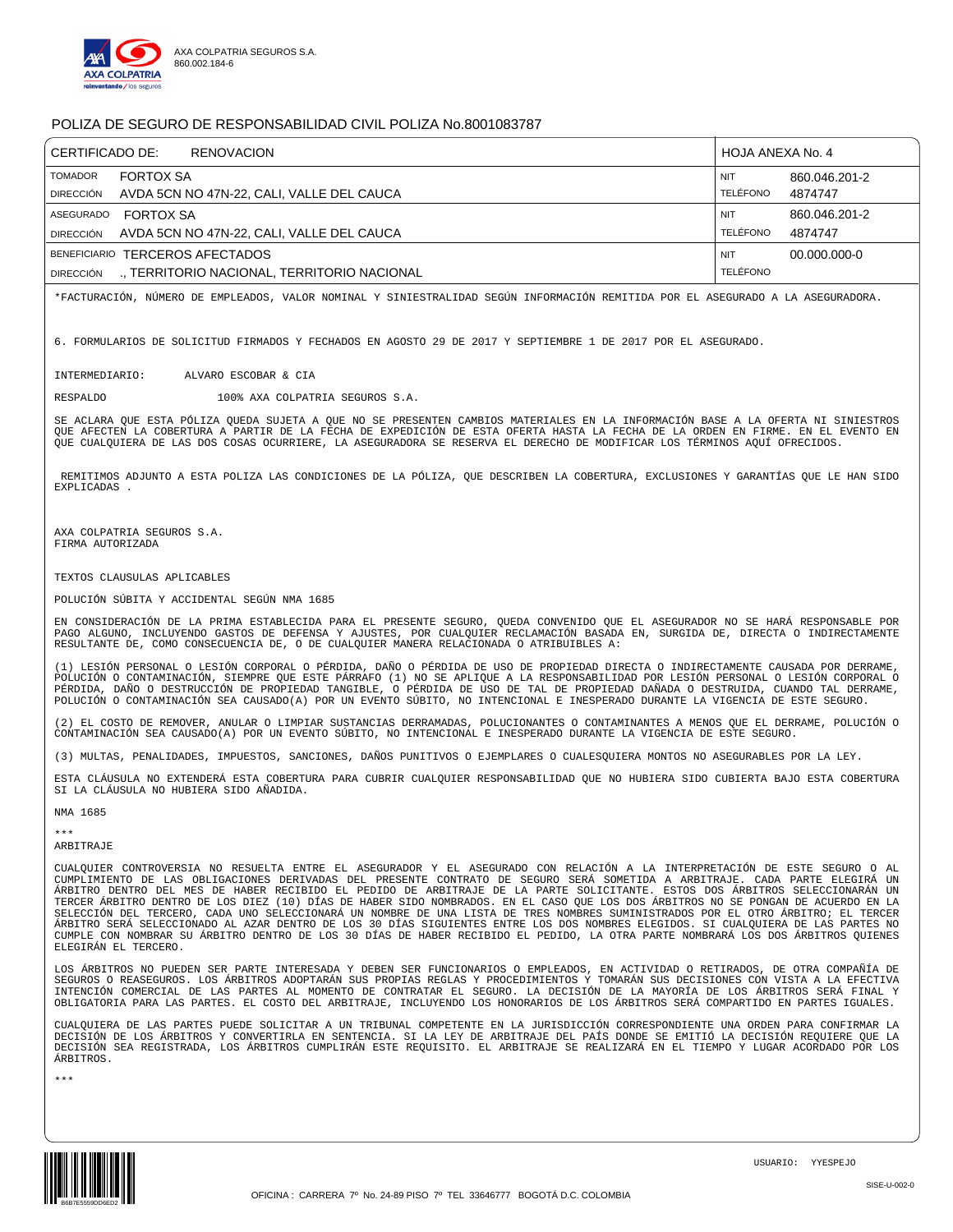AXA COLPATRIA SEGUROS S.A.
860.002.184-6

# POLIZA DE SEGURO DE RESPONSABILIDAD CIVIL POLIZA No.8001083787

| CERTIFICADO DE: RENOVACION | | HOJA ANEXA No. 4 | |
|---|---|---|---|
| TOMADOR | FORTOX SA | NIT | 860.046.201-2 |
| DIRECCIÓN | AVDA 5CN NO 47N-22, CALI, VALLE DEL CAUCA | TELÉFONO | 4874747 |
| ASEGURADO | FORTOX SA | NIT | 860.046.201-2 |
| DIRECCIÓN | AVDA 5CN NO 47N-22, CALI, VALLE DEL CAUCA | TELÉFONO | 4874747 |
| BENEFICIARIO | TERCEROS AFECTADOS | NIT | 00.000.000-0 |
| DIRECCIÓN | ., TERRITORIO NACIONAL, TERRITORIO NACIONAL | TELÉFONO | |

*FACTURACIÓN, NÚMERO DE EMPLEADOS, VALOR NOMINAL Y SINIESTRALIDAD SEGÚN INFORMACIÓN REMITIDA POR EL ASEGURADO A LA ASEGURADORA.

6. FORMULARIOS DE SOLICITUD FIRMADOS Y FECHADOS EN AGOSTO 29 DE 2017 Y SEPTIEMBRE 1 DE 2017 POR EL ASEGURADO.

INTERMEDIARIO: ALVARO ESCOBAR & CIA

RESPALDO 100% AXA COLPATRIA SEGUROS S.A.

SE ACLARA QUE ESTA PÓLIZA QUEDA SUJETA A QUE NO SE PRESENTEN CAMBIOS MATERIALES EN LA INFORMACIÓN BASE A LA OFERTA NI SINIESTROS QUE AFECTEN LA COBERTURA A PARTIR DE LA FECHA DE EXPEDICIÓN DE ESTA OFERTA HASTA LA FECHA DE LA ORDEN EN FIRME. EN EL EVENTO EN QUE CUALQUIERA DE LAS DOS COSAS OCURRIERE, LA ASEGURADORA SE RESERVA EL DERECHO DE MODIFICAR LOS TÉRMINOS AQUÍ OFRECIDOS.

REMITIMOS ADJUNTO A ESTA POLIZA LAS CONDICIONES DE LA PÓLIZA, QUE DESCRIBEN LA COBERTURA, EXCLUSIONES Y GARANTÍAS QUE LE HAN SIDO EXPLICADAS .

AXA COLPATRIA SEGUROS S.A.
FIRMA AUTORIZADA

TEXTOS CLAUSULAS APLICABLES

POLUCIÓN SÚBITA Y ACCIDENTAL SEGÚN NMA 1685

EN CONSIDERACIÓN DE LA PRIMA ESTABLECIDA PARA EL PRESENTE SEGURO, QUEDA CONVENIDO QUE EL ASEGURADOR NO SE HARÁ RESPONSABLE POR PAGO ALGUNO, INCLUYENDO GASTOS DE DEFENSA Y AJUSTES, POR CUALQUIER RECLAMACIÓN BASADA EN, SURGIDA DE, DIRECTA O INDIRECTAMENTE RESULTANTE DE, COMO CONSECUENCIA DE, O DE CUALQUIER MANERA RELACIONADA O ATRIBUIBLES A:

(1) LESIÓN PERSONAL O LESIÓN CORPORAL O PÉRDIDA, DAÑO O PÉRDIDA DE USO DE PROPIEDAD DIRECTA O INDIRECTAMENTE CAUSADA POR DERRAME, POLUCIÓN O CONTAMINACIÓN, SIEMPRE QUE ESTE PÁRRAFO (1) NO SE APLIQUE A LA RESPONSABILIDAD POR LESIÓN PERSONAL O LESIÓN CORPORAL O PÉRDIDA, DAÑO O DESTRUCCIÓN DE PROPIEDAD TANGIBLE, O PÉRDIDA DE USO DE TAL DE PROPIEDAD DAÑADA O DESTRUIDA, CUANDO TAL DERRAME, POLUCIÓN O CONTAMINACIÓN SEA CAUSADO(A) POR UN EVENTO SÚBITO, NO INTENCIONAL E INESPERADO DURANTE LA VIGENCIA DE ESTE SEGURO.

(2) EL COSTO DE REMOVER, ANULAR O LIMPIAR SUSTANCIAS DERRAMADAS, POLUCIONANTES O CONTAMINANTES A MENOS QUE EL DERRAME, POLUCIÓN O CONTAMINACIÓN SEA CAUSADO(A) POR UN EVENTO SÚBITO, NO INTENCIONAL E INESPERADO DURANTE LA VIGENCIA DE ESTE SEGURO.

(3) MULTAS, PENALIDADES, IMPUESTOS, SANCIONES, DAÑOS PUNITIVOS O EJEMPLARES O CUALESQUIERA MONTOS NO ASEGURABLES POR LA LEY.

ESTA CLÁUSULA NO EXTENDERÁ ESTA COBERTURA PARA CUBRIR CUALQUIER RESPONSABILIDAD QUE NO HUBIERA SIDO CUBIERTA BAJO ESTA COBERTURA SI LA CLÁUSULA NO HUBIERA SIDO AÑADIDA.

NMA 1685

***

ARBITRAJE

CUALQUIER CONTROVERSIA NO RESUELTA ENTRE EL ASEGURADOR Y EL ASEGURADO CON RELACIÓN A LA INTERPRETACIÓN DE ESTE SEGURO O AL CUMPLIMIENTO DE LAS OBLIGACIONES DERIVADAS DEL PRESENTE CONTRATO DE SEGURO SERÁ SOMETIDA A ARBITRAJE. CADA PARTE ELEGIRÁ UN ÁRBITRO DENTRO DEL MES DE HABER RECIBIDO EL PEDIDO DE ARBITRAJE DE LA PARTE SOLICITANTE. ESTOS DOS ÁRBITROS SELECCIONARÁN UN TERCER ÁRBITRO DENTRO DE LOS DIEZ (10) DÍAS DE HABER SIDO NOMBRADOS. EN EL CASO QUE LOS DOS ÁRBITROS NO SE PONGAN DE ACUERDO EN LA SELECCIÓN DEL TERCERO, CADA UNO SELECCIONARÁ UN NOMBRE DE UNA LISTA DE TRES NOMBRES SUMINISTRADOS POR EL OTRO ÁRBITRO; EL TERCER ÁRBITRO SERÁ SELECCIONADO AL AZAR DENTRO DE LOS 30 DÍAS SIGUIENTES ENTRE LOS DOS NOMBRES ELEGIDOS. SI CUALQUIERA DE LAS PARTES NO CUMPLE CON NOMBRAR SU ÁRBITRO DENTRO DE LOS 30 DÍAS DE HABER RECIBIDO EL PEDIDO, LA OTRA PARTE NOMBRARÁ LOS DOS ÁRBITROS QUIENES ELEGIRÁN EL TERCERO.

LOS ÁRBITROS NO PUEDEN SER PARTE INTERESADA Y DEBEN SER FUNCIONARIOS O EMPLEADOS, EN ACTIVIDAD O RETIRADOS, DE OTRA COMPAÑÍA DE SEGUROS O REASEGUROS. LOS ÁRBITROS ADOPTARÁN SUS PROPIAS REGLAS Y PROCEDIMIENTOS Y TOMARÁN SUS DECISIONES CON VISTA A LA EFECTIVA INTENCIÓN COMERCIAL DE LAS PARTES AL MOMENTO DE CONTRATAR EL SEGURO. LA DECISIÓN DE LA MAYORÍA DE LOS ÁRBITROS SERÁ FINAL Y OBLIGATORIA PARA LAS PARTES. EL COSTO DEL ARBITRAJE, INCLUYENDO LOS HONORARIOS DE LOS ÁRBITROS SERÁ COMPARTIDO EN PARTES IGUALES.

CUALQUIERA DE LAS PARTES PUEDE SOLICITAR A UN TRIBUNAL COMPETENTE EN LA JURISDICCIÓN CORRESPONDIENTE UNA ORDEN PARA CONFIRMAR LA DECISIÓN DE LOS ÁRBITROS Y CONVERTIRLA EN SENTENCIA. SI LA LEY DE ARBITRAJE DEL PAÍS DONDE SE EMITIÓ LA DECISIÓN REQUIERE QUE LA DECISIÓN SEA REGISTRADA, LOS ÁRBITROS CUMPLIRÁN ESTE REQUISITO. EL ARBITRAJE SE REALIZARÁ EN EL TIEMPO Y LUGAR ACORDADO POR LOS ÁRBITROS.

***

USUARIO: YYESPEJO

OFICINA : CARRERA 7º No. 24-89 PISO 7º TEL 33646777 BOGOTÁ D.C. COLOMBIA

SISE-U-002-0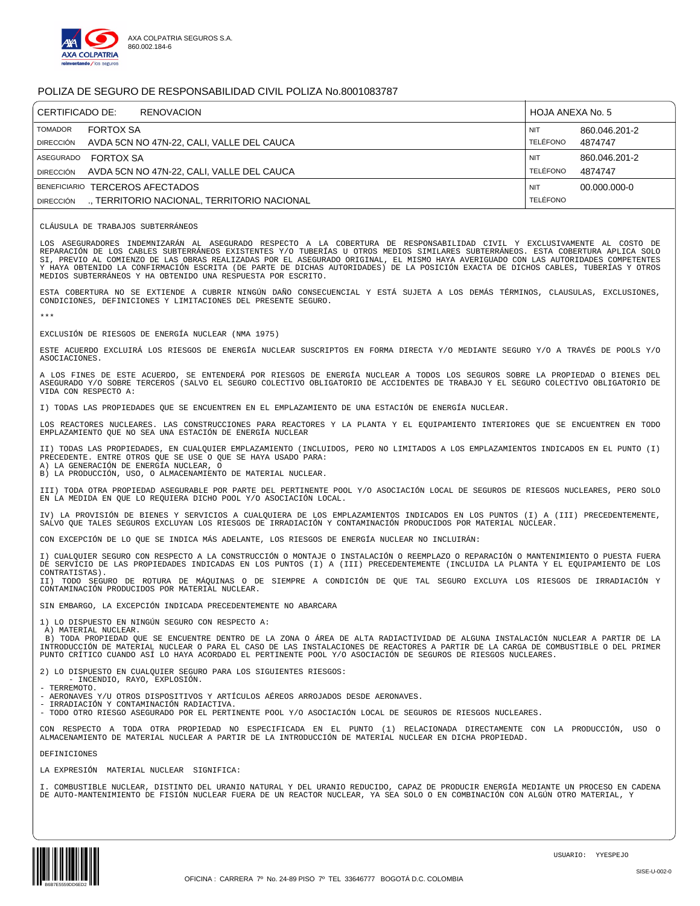AXA COLPATRIA SEGUROS S.A.
860.002.184-6

# POLIZA DE SEGURO DE RESPONSABILIDAD CIVIL POLIZA No.8001083787

| CERTIFICADO DE: RENOVACION | | HOJA ANEXA No. 5 | |
|---|---|---|---|
| TOMADOR | FORTOX SA | NIT | 860.046.201-2 |
| DIRECCIÓN | AVDA 5CN NO 47N-22, CALI, VALLE DEL CAUCA | TELÉFONO | 4874747 |
| ASEGURADO | FORTOX SA | NIT | 860.046.201-2 |
| DIRECCIÓN | AVDA 5CN NO 47N-22, CALI, VALLE DEL CAUCA | TELÉFONO | 4874747 |
| BENEFICIARIO | TERCEROS AFECTADOS | NIT | 00.000.000-0 |
| DIRECCIÓN | ., TERRITORIO NACIONAL, TERRITORIO NACIONAL | TELÉFONO | |

CLÁUSULA DE TRABAJOS SUBTERRÁNEOS

LOS ASEGURADORES INDEMNIZARÁN AL ASEGURADO RESPECTO A LA COBERTURA DE RESPONSABILIDAD CIVIL Y EXCLUSIVAMENTE AL COSTO DE REPARACIÓN DE LOS CABLES SUBTERRÁNEOS EXISTENTES Y/O TUBERÍAS U OTROS MEDIOS SIMILARES SUBTERRÁNEOS. ESTA COBERTURA APLICA SOLO SI, PREVIO AL COMIENZO DE LAS OBRAS REALIZADAS POR EL ASEGURADO ORIGINAL, EL MISMO HAYA AVERIGUADO CON LAS AUTORIDADES COMPETENTES Y HAYA OBTENIDO LA CONFIRMACIÓN ESCRITA (DE PARTE DE DICHAS AUTORIDADES) DE LA POSICIÓN EXACTA DE DICHOS CABLES, TUBERÍAS Y OTROS MEDIOS SUBTERRÁNEOS Y HA OBTENIDO UNA RESPUESTA POR ESCRITO.

ESTA COBERTURA NO SE EXTIENDE A CUBRIR NINGÚN DAÑO CONSECUENCIAL Y ESTÁ SUJETA A LOS DEMÁS TÉRMINOS, CLAUSULAS, EXCLUSIONES, CONDICIONES, DEFINICIONES Y LIMITACIONES DEL PRESENTE SEGURO.

***

EXCLUSIÓN DE RIESGOS DE ENERGÍA NUCLEAR (NMA 1975)

ESTE ACUERDO EXCLUIRÁ LOS RIESGOS DE ENERGÍA NUCLEAR SUSCRIPTOS EN FORMA DIRECTA Y/O MEDIANTE SEGURO Y/O A TRAVÉS DE POOLS Y/O ASOCIACIONES.

A LOS FINES DE ESTE ACUERDO, SE ENTENDERÁ POR RIESGOS DE ENERGÍA NUCLEAR A TODOS LOS SEGUROS SOBRE LA PROPIEDAD O BIENES DEL ASEGURADO Y/O SOBRE TERCEROS (SALVO EL SEGURO COLECTIVO OBLIGATORIO DE ACCIDENTES DE TRABAJO Y EL SEGURO COLECTIVO OBLIGATORIO DE VIDA CON RESPECTO A:

I) TODAS LAS PROPIEDADES QUE SE ENCUENTREN EN EL EMPLAZAMIENTO DE UNA ESTACIÓN DE ENERGÍA NUCLEAR.

LOS REACTORES NUCLEARES. LAS CONSTRUCCIONES PARA REACTORES Y LA PLANTA Y EL EQUIPAMIENTO INTERIORES QUE SE ENCUENTREN EN TODO EMPLAZAMIENTO QUE NO SEA UNA ESTACIÓN DE ENERGÍA NUCLEAR

II) TODAS LAS PROPIEDADES, EN CUALQUIER EMPLAZAMIENTO (INCLUIDOS, PERO NO LIMITADOS A LOS EMPLAZAMIENTOS INDICADOS EN EL PUNTO (I) PRECEDENTE. ENTRE OTROS QUE SE USE O QUE SE HAYA USADO PARA:
A) LA GENERACIÓN DE ENERGÍA NUCLEAR, O
B) LA PRODUCCIÓN, USO, O ALMACENAMIENTO DE MATERIAL NUCLEAR.

III) TODA OTRA PROPIEDAD ASEGURABLE POR PARTE DEL PERTINENTE POOL Y/O ASOCIACIÓN LOCAL DE SEGUROS DE RIESGOS NUCLEARES, PERO SOLO EN LA MEDIDA EN QUE LO REQUIERA DICHO POOL Y/O ASOCIACIÓN LOCAL.

IV) LA PROVISIÓN DE BIENES Y SERVICIOS A CUALQUIERA DE LOS EMPLAZAMIENTOS INDICADOS EN LOS PUNTOS (I) A (III) PRECEDENTEMENTE, SALVO QUE TALES SEGUROS EXCLUYAN LOS RIESGOS DE IRRADIACIÓN Y CONTAMINACIÓN PRODUCIDOS POR MATERIAL NUCLEAR.

CON EXCEPCIÓN DE LO QUE SE INDICA MÁS ADELANTE, LOS RIESGOS DE ENERGÍA NUCLEAR NO INCLUIRÁN:

I) CUALQUIER SEGURO CON RESPECTO A LA CONSTRUCCIÓN O MONTAJE O INSTALACIÓN O REEMPLAZO O REPARACIÓN O MANTENIMIENTO O PUESTA FUERA DE SERVICIO DE LAS PROPIEDADES INDICADAS EN LOS PUNTOS (I) A (III) PRECEDENTEMENTE (INCLUIDA LA PLANTA Y EL EQUIPAMIENTO DE LOS CONTRATISTAS).
II) TODO SEGURO DE ROTURA DE MÁQUINAS O DE SIEMPRE A CONDICIÓN DE QUE TAL SEGURO EXCLUYA LOS RIESGOS DE IRRADIACIÓN Y CONTAMINACIÓN PRODUCIDOS POR MATERIAL NUCLEAR.

SIN EMBARGO, LA EXCEPCIÓN INDICADA PRECEDENTEMENTE NO ABARCARA

1) LO DISPUESTO EN NINGÚN SEGURO CON RESPECTO A:
A) MATERIAL NUCLEAR.
B) TODA PROPIEDAD QUE SE ENCUENTRE DENTRO DE LA ZONA O ÁREA DE ALTA RADIACTIVIDAD DE ALGUNA INSTALACIÓN NUCLEAR A PARTIR DE LA INTRODUCCIÓN DE MATERIAL NUCLEAR O PARA EL CASO DE LAS INSTALACIONES DE REACTORES A PARTIR DE LA CARGA DE COMBUSTIBLE O DEL PRIMER PUNTO CRÍTICO CUANDO ASÍ LO HAYA ACORDADO EL PERTINENTE POOL Y/O ASOCIACIÓN DE SEGUROS DE RIESGOS NUCLEARES.

2) LO DISPUESTO EN CUALQUIER SEGURO PARA LOS SIGUIENTES RIESGOS:
- INCENDIO, RAYO, EXPLOSIÓN.
- TERREMOTO.
- AERONAVES Y/U OTROS DISPOSITIVOS Y ARTÍCULOS AÉREOS ARROJADOS DESDE AERONAVES.
- IRRADIACIÓN Y CONTAMINACIÓN RADIACTIVA.
- TODO OTRO RIESGO ASEGURADO POR EL PERTINENTE POOL Y/O ASOCIACIÓN LOCAL DE SEGUROS DE RIESGOS NUCLEARES.

CON RESPECTO A TODA OTRA PROPIEDAD NO ESPECIFICADA EN EL PUNTO (1) RELACIONADA DIRECTAMENTE CON LA PRODUCCIÓN, USO O ALMACENAMIENTO DE MATERIAL NUCLEAR A PARTIR DE LA INTRODUCCIÓN DE MATERIAL NUCLEAR EN DICHA PROPIEDAD.

DEFINICIONES

LA EXPRESIÓN MATERIAL NUCLEAR SIGNIFICA:

I. COMBUSTIBLE NUCLEAR, DISTINTO DEL URANIO NATURAL Y DEL URANIO REDUCIDO, CAPAZ DE PRODUCIR ENERGÍA MEDIANTE UN PROCESO EN CADENA DE AUTO-MANTENIMIENTO DE FISIÓN NUCLEAR FUERA DE UN REACTOR NUCLEAR, YA SEA SOLO O EN COMBINACIÓN CON ALGÚN OTRO MATERIAL, Y

USUARIO: YYESPEJO

OFICINA : CARRERA 7º No. 24-89 PISO 7º TEL 33646777 BOGOTÁ D.C. COLOMBIA

SISE-U-002-0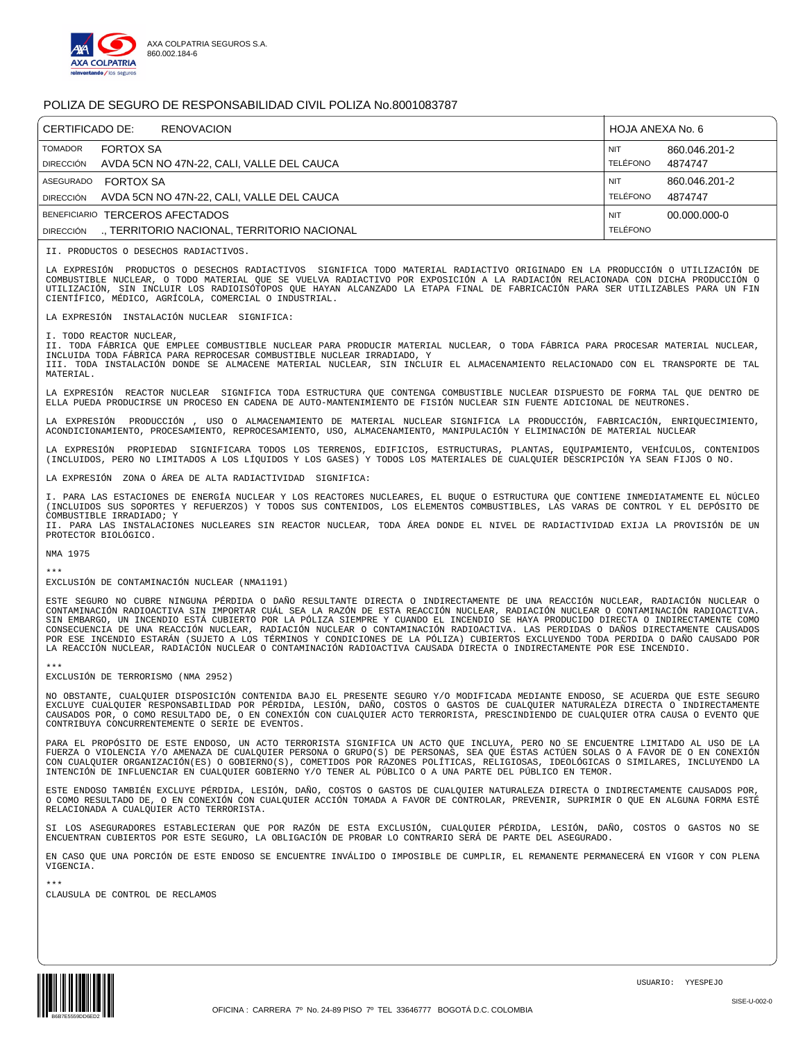AXA COLPATRIA SEGUROS S.A.
860.002.184-6

# POLIZA DE SEGURO DE RESPONSABILIDAD CIVIL POLIZA No.8001083787

| CERTIFICADO DE: RENOVACION | | HOJA ANEXA No. 6 | |
|---|---|---|---|
| TOMADOR | FORTOX SA | NIT | 860.046.201-2 |
| DIRECCIÓN | AVDA 5CN NO 47N-22, CALI, VALLE DEL CAUCA | TELÉFONO | 4874747 |
| ASEGURADO | FORTOX SA | NIT | 860.046.201-2 |
| DIRECCIÓN | AVDA 5CN NO 47N-22, CALI, VALLE DEL CAUCA | TELÉFONO | 4874747 |
| BENEFICIARIO | TERCEROS AFECTADOS | NIT | 00.000.000-0 |
| DIRECCIÓN | ., TERRITORIO NACIONAL, TERRITORIO NACIONAL | TELÉFONO | |

II. PRODUCTOS O DESECHOS RADIACTIVOS.

LA EXPRESIÓN PRODUCTOS O DESECHOS RADIACTIVOS SIGNIFICA TODO MATERIAL RADIACTIVO ORIGINADO EN LA PRODUCCIÓN O UTILIZACIÓN DE COMBUSTIBLE NUCLEAR, O TODO MATERIAL QUE SE VUELVA RADIACTIVO POR EXPOSICIÓN A LA RADIACIÓN RELACIONADA CON DICHA PRODUCCIÓN O UTILIZACIÓN, SIN INCLUIR LOS RADIOISÓTOPOS QUE HAYAN ALCANZADO LA ETAPA FINAL DE FABRICACIÓN PARA SER UTILIZABLES PARA UN FIN CIENTÍFICO, MÉDICO, AGRÍCOLA, COMERCIAL O INDUSTRIAL.

LA EXPRESIÓN INSTALACIÓN NUCLEAR SIGNIFICA:

I. TODO REACTOR NUCLEAR,
II. TODA FÁBRICA QUE EMPLEE COMBUSTIBLE NUCLEAR PARA PRODUCIR MATERIAL NUCLEAR, O TODA FÁBRICA PARA PROCESAR MATERIAL NUCLEAR, INCLUIDA TODA FÁBRICA PARA REPROCESAR COMBUSTIBLE NUCLEAR IRRADIADO, Y
III. TODA INSTALACIÓN DONDE SE ALMACENE MATERIAL NUCLEAR, SIN INCLUIR EL ALMACENAMIENTO RELACIONADO CON EL TRANSPORTE DE TAL MATERIAL.

LA EXPRESIÓN REACTOR NUCLEAR SIGNIFICA TODA ESTRUCTURA QUE CONTENGA COMBUSTIBLE NUCLEAR DISPUESTO DE FORMA TAL QUE DENTRO DE ELLA PUEDA PRODUCIRSE UN PROCESO EN CADENA DE AUTO-MANTENIMIENTO DE FISIÓN NUCLEAR SIN FUENTE ADICIONAL DE NEUTRONES.

LA EXPRESIÓN PRODUCCIÓN , USO O ALMACENAMIENTO DE MATERIAL NUCLEAR SIGNIFICA LA PRODUCCIÓN, FABRICACIÓN, ENRIQUECIMIENTO, ACONDICIONAMIENTO, PROCESAMIENTO, REPROCESAMIENTO, USO, ALMACENAMIENTO, MANIPULACIÓN Y ELIMINACIÓN DE MATERIAL NUCLEAR

LA EXPRESIÓN PROPIEDAD SIGNIFICARA TODOS LOS TERRENOS, EDIFICIOS, ESTRUCTURAS, PLANTAS, EQUIPAMIENTO, VEHÍCULOS, CONTENIDOS (INCLUIDOS, PERO NO LIMITADOS A LOS LÍQUIDOS Y LOS GASES) Y TODOS LOS MATERIALES DE CUALQUIER DESCRIPCIÓN YA SEAN FIJOS O NO.

LA EXPRESIÓN ZONA O ÁREA DE ALTA RADIACTIVIDAD SIGNIFICA:

I. PARA LAS ESTACIONES DE ENERGÍA NUCLEAR Y LOS REACTORES NUCLEARES, EL BUQUE O ESTRUCTURA QUE CONTIENE INMEDIATAMENTE EL NÚCLEO (INCLUIDOS SUS SOPORTES Y REFUERZOS) Y TODOS SUS CONTENIDOS, LOS ELEMENTOS COMBUSTIBLES, LAS VARAS DE CONTROL Y EL DEPÓSITO DE COMBUSTIBLE IRRADIADO; Y
II. PARA LAS INSTALACIONES NUCLEARES SIN REACTOR NUCLEAR, TODA ÁREA DONDE EL NIVEL DE RADIACTIVIDAD EXIJA LA PROVISIÓN DE UN PROTECTOR BIOLÓGICO.

NMA 1975

***

EXCLUSIÓN DE CONTAMINACIÓN NUCLEAR (NMA1191)

ESTE SEGURO NO CUBRE NINGUNA PÉRDIDA O DAÑO RESULTANTE DIRECTA O INDIRECTAMENTE DE UNA REACCIÓN NUCLEAR, RADIACIÓN NUCLEAR O CONTAMINACIÓN RADIOACTIVA SIN IMPORTAR CUÁL SEA LA RAZÓN DE ESTA REACCIÓN NUCLEAR, RADIACIÓN NUCLEAR O CONTAMINACIÓN RADIOACTIVA. SIN EMBARGO, UN INCENDIO ESTÁ CUBIERTO POR LA PÓLIZA SIEMPRE Y CUANDO EL INCENDIO SE HAYA PRODUCIDO DIRECTA O INDIRECTAMENTE COMO CONSECUENCIA DE UNA REACCIÓN NUCLEAR, RADIACIÓN NUCLEAR O CONTAMINACIÓN RADIOACTIVA. LAS PERDIDAS O DAÑOS DIRECTAMENTE CAUSADOS POR ESE INCENDIO ESTARÁN (SUJETO A LOS TÉRMINOS Y CONDICIONES DE LA PÓLIZA) CUBIERTOS EXCLUYENDO TODA PERDIDA O DAÑO CAUSADO POR LA REACCIÓN NUCLEAR, RADIACIÓN NUCLEAR O CONTAMINACIÓN RADIOACTIVA CAUSADA DIRECTA O INDIRECTAMENTE POR ESE INCENDIO.

***

EXCLUSIÓN DE TERRORISMO (NMA 2952)

NO OBSTANTE, CUALQUIER DISPOSICIÓN CONTENIDA BAJO EL PRESENTE SEGURO Y/O MODIFICADA MEDIANTE ENDOSO, SE ACUERDA QUE ESTE SEGURO EXCLUYE CUALQUIER RESPONSABILIDAD POR PÉRDIDA, LESIÓN, DAÑO, COSTOS O GASTOS DE CUALQUIER NATURALEZA DIRECTA O INDIRECTAMENTE CAUSADOS POR, O COMO RESULTADO DE, O EN CONEXIÓN CON CUALQUIER ACTO TERRORISTA, PRESCINDIENDO DE CUALQUIER OTRA CAUSA O EVENTO QUE CONTRIBUYA CONCURRENTEMENTE O SERIE DE EVENTOS.

PARA EL PROPÓSITO DE ESTE ENDOSO, UN ACTO TERRORISTA SIGNIFICA UN ACTO QUE INCLUYA, PERO NO SE ENCUENTRE LIMITADO AL USO DE LA FUERZA O VIOLENCIA Y/O AMENAZA DE CUALQUIER PERSONA O GRUPO(S) DE PERSONAS, SEA QUE ÉSTAS ACTÚEN SOLAS O A FAVOR DE O EN CONEXIÓN CON CUALQUIER ORGANIZACIÓN(ES) O GOBIERNO(S), COMETIDOS POR RAZONES POLÍTICAS, RELIGIOSAS, IDEOLÓGICAS O SIMILARES, INCLUYENDO LA INTENCIÓN DE INFLUENCIAR EN CUALQUIER GOBIERNO Y/O TENER AL PÚBLICO O A UNA PARTE DEL PÚBLICO EN TEMOR.

ESTE ENDOSO TAMBIÉN EXCLUYE PÉRDIDA, LESIÓN, DAÑO, COSTOS O GASTOS DE CUALQUIER NATURALEZA DIRECTA O INDIRECTAMENTE CAUSADOS POR, O COMO RESULTADO DE, O EN CONEXIÓN CON CUALQUIER ACCIÓN TOMADA A FAVOR DE CONTROLAR, PREVENIR, SUPRIMIR O QUE EN ALGUNA FORMA ESTÉ RELACIONADA A CUALQUIER ACTO TERRORISTA.

SI LOS ASEGURADORES ESTABLECIERAN QUE POR RAZÓN DE ESTA EXCLUSIÓN, CUALQUIER PÉRDIDA, LESIÓN, DAÑO, COSTOS O GASTOS NO SE ENCUENTRAN CUBIERTOS POR ESTE SEGURO, LA OBLIGACIÓN DE PROBAR LO CONTRARIO SERÁ DE PARTE DEL ASEGURADO.

EN CASO QUE UNA PORCIÓN DE ESTE ENDOSO SE ENCUENTRE INVÁLIDO O IMPOSIBLE DE CUMPLIR, EL REMANENTE PERMANECERÁ EN VIGOR Y CON PLENA VIGENCIA.

***

CLAUSULA DE CONTROL DE RECLAMOS

USUARIO: YYESPEJO

OFICINA : CARRERA 7º No. 24-89 PISO 7º TEL 33646777 BOGOTÁ D.C. COLOMBIA

SISE-U-002-0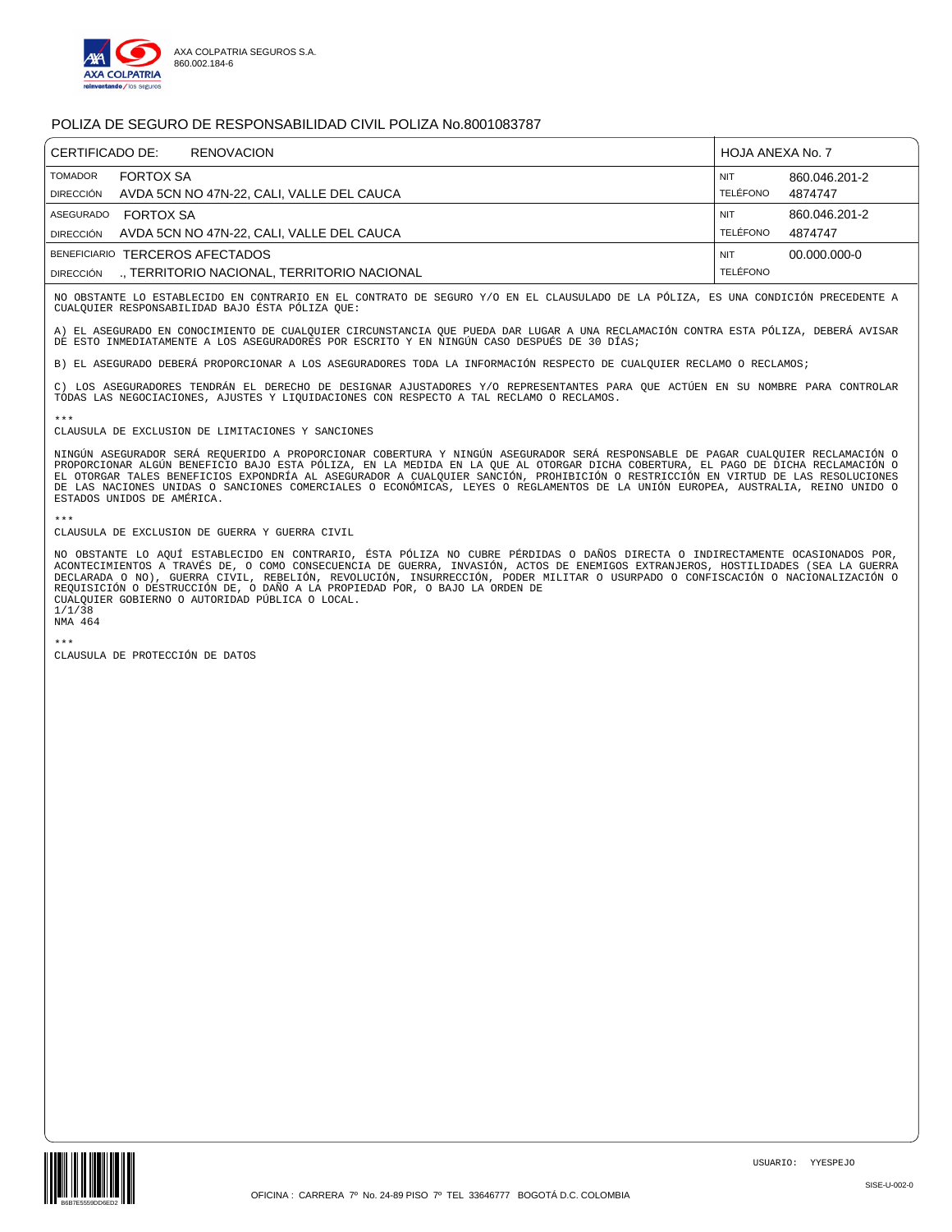AXA COLPATRIA SEGUROS S.A.
860.002.184-6

# POLIZA DE SEGURO DE RESPONSABILIDAD CIVIL POLIZA No.8001083787

| CERTIFICADO DE: RENOVACION | | HOJA ANEXA No. 7 | |
|---|---|---|---|
| TOMADOR | FORTOX SA | NIT | 860.046.201-2 |
| DIRECCIÓN | AVDA 5CN NO 47N-22, CALI, VALLE DEL CAUCA | TELÉFONO | 4874747 |
| ASEGURADO | FORTOX SA | NIT | 860.046.201-2 |
| DIRECCIÓN | AVDA 5CN NO 47N-22, CALI, VALLE DEL CAUCA | TELÉFONO | 4874747 |
| BENEFICIARIO | TERCEROS AFECTADOS | NIT | 00.000.000-0 |
| DIRECCIÓN | ., TERRITORIO NACIONAL, TERRITORIO NACIONAL | TELÉFONO | |

NO OBSTANTE LO ESTABLECIDO EN CONTRARIO EN EL CONTRATO DE SEGURO Y/O EN EL CLAUSULADO DE LA PÓLIZA, ES UNA CONDICIÓN PRECEDENTE A CUALQUIER RESPONSABILIDAD BAJO ÉSTA PÓLIZA QUE:

A) EL ASEGURADO EN CONOCIMIENTO DE CUALQUIER CIRCUNSTANCIA QUE PUEDA DAR LUGAR A UNA RECLAMACIÓN CONTRA ESTA PÓLIZA, DEBERÁ AVISAR DE ESTO INMEDIATAMENTE A LOS ASEGURADORES POR ESCRITO Y EN NINGÚN CASO DESPUÉS DE 30 DÍAS;

B) EL ASEGURADO DEBERÁ PROPORCIONAR A LOS ASEGURADORES TODA LA INFORMACIÓN RESPECTO DE CUALQUIER RECLAMO O RECLAMOS;

C) LOS ASEGURADORES TENDRÁN EL DERECHO DE DESIGNAR AJUSTADORES Y/O REPRESENTANTES PARA QUE ACTÚEN EN SU NOMBRE PARA CONTROLAR TODAS LAS NEGOCIACIONES, AJUSTES Y LIQUIDACIONES CON RESPECTO A TAL RECLAMO O RECLAMOS.

***

CLAUSULA DE EXCLUSION DE LIMITACIONES Y SANCIONES

NINGÚN ASEGURADOR SERÁ REQUERIDO A PROPORCIONAR COBERTURA Y NINGÚN ASEGURADOR SERÁ RESPONSABLE DE PAGAR CUALQUIER RECLAMACIÓN O PROPORCIONAR ALGÚN BENEFICIO BAJO ESTA PÓLIZA, EN LA MEDIDA EN LA QUE AL OTORGAR DICHA COBERTURA, EL PAGO DE DICHA RECLAMACIÓN O EL OTORGAR TALES BENEFICIOS EXPONDRÍA AL ASEGURADOR A CUALQUIER SANCIÓN, PROHIBICIÓN O RESTRICCIÓN EN VIRTUD DE LAS RESOLUCIONES DE LAS NACIONES UNIDAS O SANCIONES COMERCIALES O ECONÓMICAS, LEYES O REGLAMENTOS DE LA UNIÓN EUROPEA, AUSTRALIA, REINO UNIDO O ESTADOS UNIDOS DE AMÉRICA.

***

CLAUSULA DE EXCLUSION DE GUERRA Y GUERRA CIVIL

NO OBSTANTE LO AQUÍ ESTABLECIDO EN CONTRARIO, ÉSTA PÓLIZA NO CUBRE PÉRDIDAS O DAÑOS DIRECTA O INDIRECTAMENTE OCASIONADOS POR, ACONTECIMIENTOS A TRAVÉS DE, O COMO CONSECUENCIA DE GUERRA, INVASIÓN, ACTOS DE ENEMIGOS EXTRANJEROS, HOSTILIDADES (SEA LA GUERRA DECLARADA O NO), GUERRA CIVIL, REBELIÓN, REVOLUCIÓN, INSURRECCIÓN, PODER MILITAR O USURPADO O CONFISCACIÓN O NACIONALIZACIÓN O REQUISICIÓN O DESTRUCCIÓN DE, O DAÑO A LA PROPIEDAD POR, O BAJO LA ORDEN DE
CUALQUIER GOBIERNO O AUTORIDAD PÚBLICA O LOCAL.
1/1/38
NMA 464

***

CLAUSULA DE PROTECCIÓN DE DATOS

USUARIO: YYESPEJO

OFICINA : CARRERA 7º No. 24-89 PISO 7º TEL 33646777 BOGOTÁ D.C. COLOMBIA

SISE-U-002-0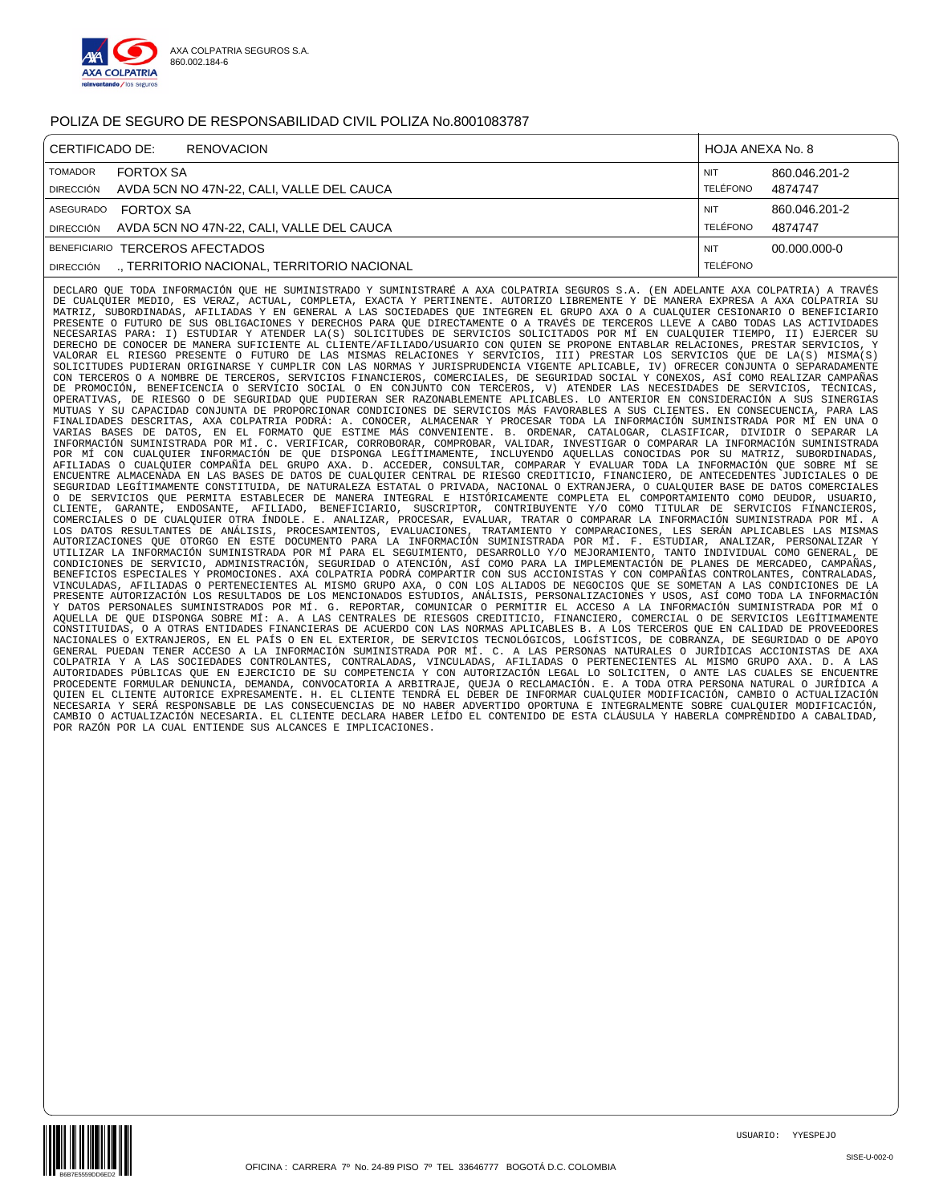AXA COLPATRIA SEGUROS S.A.
860.002.184-6

# POLIZA DE SEGURO DE RESPONSABILIDAD CIVIL POLIZA No.8001083787

| | | | |
|---|---|---|---|
| CERTIFICADO DE: | RENOVACION | HOJA ANEXA No. 8 | |
| TOMADOR | FORTOX SA | NIT | 860.046.201-2 |
| DIRECCIÓN | AVDA 5CN NO 47N-22, CALI, VALLE DEL CAUCA | TELÉFONO | 4874747 |
| ASEGURADO | FORTOX SA | NIT | 860.046.201-2 |
| DIRECCIÓN | AVDA 5CN NO 47N-22, CALI, VALLE DEL CAUCA | TELÉFONO | 4874747 |
| BENEFICIARIO | TERCEROS AFECTADOS | NIT | 00.000.000-0 |
| DIRECCIÓN | ., TERRITORIO NACIONAL, TERRITORIO NACIONAL | TELÉFONO | |

DECLARO QUE TODA INFORMACIÓN QUE HE SUMINISTRADO Y SUMINISTRARÉ A AXA COLPATRIA SEGUROS S.A. (EN ADELANTE AXA COLPATRIA) A TRAVÉS DE CUALQUIER MEDIO, ES VERAZ, ACTUAL, COMPLETA, EXACTA Y PERTINENTE. AUTORIZO LIBREMENTE Y DE MANERA EXPRESA A AXA COLPATRIA SU MATRIZ, SUBORDINADAS, AFILIADAS Y EN GENERAL A LAS SOCIEDADES QUE INTEGREN EL GRUPO AXA O A CUALQUIER CESIONARIO O BENEFICIARIO PRESENTE O FUTURO DE SUS OBLIGACIONES Y DERECHOS PARA QUE DIRECTAMENTE O A TRAVÉS DE TERCEROS LLEVE A CABO TODAS LAS ACTIVIDADES NECESARIAS PARA: I) ESTUDIAR Y ATENDER LA(S) SOLICITUDES DE SERVICIOS SOLICITADOS POR MÍ EN CUALQUIER TIEMPO, II) EJERCER SU DERECHO DE CONOCER DE MANERA SUFICIENTE AL CLIENTE/AFILIADO/USUARIO CON QUIEN SE PROPONE ENTABLAR RELACIONES, PRESTAR SERVICIOS, Y VALORAR EL RIESGO PRESENTE O FUTURO DE LAS MISMAS RELACIONES Y SERVICIOS, III) PRESTAR LOS SERVICIOS QUE DE LA(S) MISMA(S) SOLICITUDES PUDIERAN ORIGINARSE Y CUMPLIR CON LAS NORMAS Y JURISPRUDENCIA VIGENTE APLICABLE, IV) OFRECER CONJUNTA O SEPARADAMENTE CON TERCEROS O A NOMBRE DE TERCEROS, SERVICIOS FINANCIEROS, COMERCIALES, DE SEGURIDAD SOCIAL Y CONEXOS, ASÍ COMO REALIZAR CAMPAÑAS DE PROMOCIÓN, BENEFICENCIA O SERVICIO SOCIAL O EN CONJUNTO CON TERCEROS, V) ATENDER LAS NECESIDADES DE SERVICIOS, TÉCNICAS, OPERATIVAS, DE RIESGO O DE SEGURIDAD QUE PUDIERAN SER RAZONABLEMENTE APLICABLES. LO ANTERIOR EN CONSIDERACIÓN A SUS SINERGIAS MUTUAS Y SU CAPACIDAD CONJUNTA DE PROPORCIONAR CONDICIONES DE SERVICIOS MÁS FAVORABLES A SUS CLIENTES. EN CONSECUENCIA, PARA LAS FINALIDADES DESCRITAS, AXA COLPATRIA PODRÁ: A. CONOCER, ALMACENAR Y PROCESAR TODA LA INFORMACIÓN SUMINISTRADA POR MÍ EN UNA O VARIAS BASES DE DATOS, EN EL FORMATO QUE ESTIME MÁS CONVENIENTE. B. ORDENAR, CATALOGAR, CLASIFICAR, DIVIDIR O SEPARAR LA INFORMACIÓN SUMINISTRADA POR MÍ. C. VERIFICAR, CORROBORAR, COMPROBAR, VALIDAR, INVESTIGAR O COMPARAR LA INFORMACIÓN SUMINISTRADA POR MÍ CON CUALQUIER INFORMACIÓN DE QUE DISPONGA LEGÍTIMAMENTE, INCLUYENDO AQUELLAS CONOCIDAS POR SU MATRIZ, SUBORDINADAS, AFILIADAS O CUALQUIER COMPAÑÍA DEL GRUPO AXA. D. ACCEDER, CONSULTAR, COMPARAR Y EVALUAR TODA LA INFORMACIÓN QUE SOBRE MÍ SE ENCUENTRE ALMACENADA EN LAS BASES DE DATOS DE CUALQUIER CENTRAL DE RIESGO CREDITICIO, FINANCIERO, DE ANTECEDENTES JUDICIALES O DE SEGURIDAD LEGÍTIMAMENTE CONSTITUIDA, DE NATURALEZA ESTATAL O PRIVADA, NACIONAL O EXTRANJERA, O CUALQUIER BASE DE DATOS COMERCIALES O DE SERVICIOS QUE PERMITA ESTABLECER DE MANERA INTEGRAL E HISTÓRICAMENTE COMPLETA EL COMPORTAMIENTO COMO DEUDOR, USUARIO, CLIENTE, GARANTE, ENDOSANTE, AFILIADO, BENEFICIARIO, SUSCRIPTOR, CONTRIBUYENTE Y/O COMO TITULAR DE SERVICIOS FINANCIEROS, COMERCIALES O DE CUALQUIER OTRA ÍNDOLE. E. ANALIZAR, PROCESAR, EVALUAR, TRATAR O COMPARAR LA INFORMACIÓN SUMINISTRADA POR MÍ. A LOS DATOS RESULTANTES DE ANÁLISIS, PROCESAMIENTOS, EVALUACIONES, TRATAMIENTO Y COMPARACIONES, LES SERÁN APLICABLES LAS MISMAS AUTORIZACIONES QUE OTORGO EN ESTE DOCUMENTO PARA LA INFORMACIÓN SUMINISTRADA POR MÍ. F. ESTUDIAR, ANALIZAR, PERSONALIZAR Y UTILIZAR LA INFORMACIÓN SUMINISTRADA POR MÍ PARA EL SEGUIMIENTO, DESARROLLO Y/O MEJORAMIENTO, TANTO INDIVIDUAL COMO GENERAL, DE CONDICIONES DE SERVICIO, ADMINISTRACIÓN, SEGURIDAD O ATENCIÓN, ASÍ COMO PARA LA IMPLEMENTACIÓN DE PLANES DE MERCADEO, CAMPAÑAS, BENEFICIOS ESPECIALES Y PROMOCIONES. AXA COLPATRIA PODRÁ COMPARTIR CON SUS ACCIONISTAS Y CON COMPAÑÍAS CONTROLANTES, CONTRALADAS, VINCULADAS, AFILIADAS O PERTENECIENTES AL MISMO GRUPO AXA, O CON LOS ALIADOS DE NEGOCIOS QUE SE SOMETAN A LAS CONDICIONES DE LA PRESENTE AUTORIZACIÓN LOS RESULTADOS DE LOS MENCIONADOS ESTUDIOS, ANÁLISIS, PERSONALIZACIONES Y USOS, ASÍ COMO TODA LA INFORMACIÓN Y DATOS PERSONALES SUMINISTRADOS POR MÍ. G. REPORTAR, COMUNICAR O PERMITIR EL ACCESO A LA INFORMACIÓN SUMINISTRADA POR MÍ O AQUELLA DE QUE DISPONGA SOBRE MÍ: A. A LAS CENTRALES DE RIESGOS CREDITICIO, FINANCIERO, COMERCIAL O DE SERVICIOS LEGÍTIMAMENTE CONSTITUIDAS, O A OTRAS ENTIDADES FINANCIERAS DE ACUERDO CON LAS NORMAS APLICABLES B. A LOS TERCEROS QUE EN CALIDAD DE PROVEEDORES NACIONALES O EXTRANJEROS, EN EL PAÍS O EN EL EXTERIOR, DE SERVICIOS TECNOLÓGICOS, LOGÍSTICOS, DE COBRANZA, DE SEGURIDAD O DE APOYO GENERAL PUEDAN TENER ACCESO A LA INFORMACIÓN SUMINISTRADA POR MÍ. C. A LAS PERSONAS NATURALES O JURÍDICAS ACCIONISTAS DE AXA COLPATRIA Y A LAS SOCIEDADES CONTROLANTES, CONTRALADAS, VINCULADAS, AFILIADAS O PERTENECIENTES AL MISMO GRUPO AXA. D. A LAS AUTORIDADES PÚBLICAS QUE EN EJERCICIO DE SU COMPETENCIA Y CON AUTORIZACIÓN LEGAL LO SOLICITEN, O ANTE LAS CUALES SE ENCUENTRE PROCEDENTE FORMULAR DENUNCIA, DEMANDA, CONVOCATORIA A ARBITRAJE, QUEJA O RECLAMACIÓN. E. A TODA OTRA PERSONA NATURAL O JURÍDICA A QUIEN EL CLIENTE AUTORICE EXPRESAMENTE. H. EL CLIENTE TENDRÁ EL DEBER DE INFORMAR CUALQUIER MODIFICACIÓN, CAMBIO O ACTUALIZACIÓN NECESARIA Y SERÁ RESPONSABLE DE LAS CONSECUENCIAS DE NO HABER ADVERTIDO OPORTUNA E INTEGRALMENTE SOBRE CUALQUIER MODIFICACIÓN, CAMBIO O ACTUALIZACIÓN NECESARIA. EL CLIENTE DECLARA HABER LEÍDO EL CONTENIDO DE ESTA CLÁUSULA Y HABERLA COMPRENDIDO A CABALIDAD, POR RAZÓN POR LA CUAL ENTIENDE SUS ALCANCES E IMPLICACIONES.

B6B7E5559DD6ED2

USUARIO: YYESPEJO

OFICINA : CARRERA 7º No. 24-89 PISO 7º TEL 33646777 BOGOTÁ D.C. COLOMBIA

SISE-U-002-0